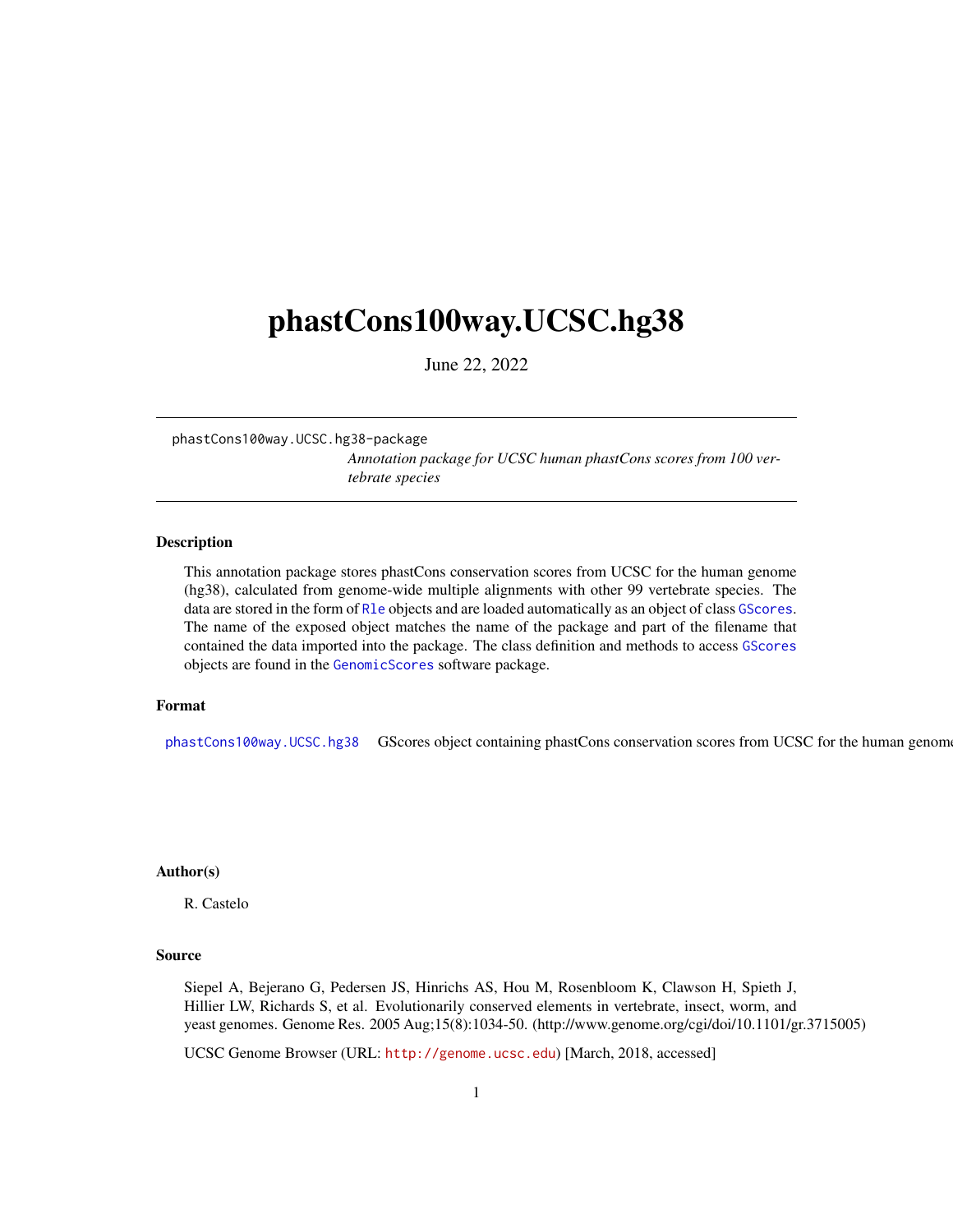# phastCons100way.UCSC.hg38

June 22, 2022

---

phastCons100way.UCSC.hg38-package

*Annotation package for UCSC human phastCons scores from 100 vertebrate species*

---

## Description

This annotation package stores phastCons conservation scores from UCSC for the human genome (hg38), calculated from genome-wide multiple alignments with other 99 vertebrate species. The data are stored in the form of Rle objects and are loaded automatically as an object of class GScores. The name of the exposed object matches the name of the package and part of the filename that contained the data imported into the package. The class definition and methods to access GScores objects are found in the GenomicScores software package.

## Format

phastCons100way.UCSC.hg38 GScores object containing phastCons conservation scores from UCSC for the human genome

## Author(s)

R. Castelo

## Source

Siepel A, Bejerano G, Pedersen JS, Hinrichs AS, Hou M, Rosenbloom K, Clawson H, Spieth J, Hillier LW, Richards S, et al. Evolutionarily conserved elements in vertebrate, insect, worm, and yeast genomes. Genome Res. 2005 Aug;15(8):1034-50. (http://www.genome.org/cgi/doi/10.1101/gr.3715005)

UCSC Genome Browser (URL: http://genome.ucsc.edu) [March, 2018, accessed]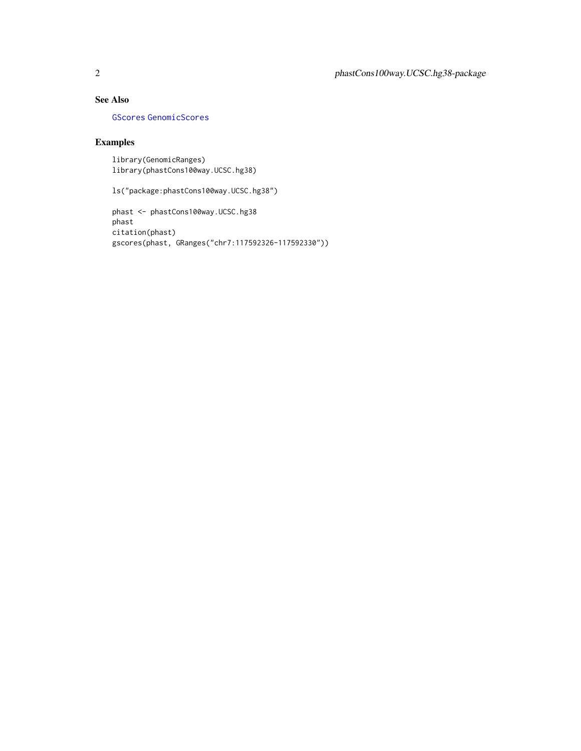## See Also

GScores GenomicScores

## Examples

```
library(GenomicRanges)
library(phastCons100way.UCSC.hg38)

ls("package:phastCons100way.UCSC.hg38")

phast <- phastCons100way.UCSC.hg38
phast
citation(phast)
gscores(phast, GRanges("chr7:117592326-117592330"))
```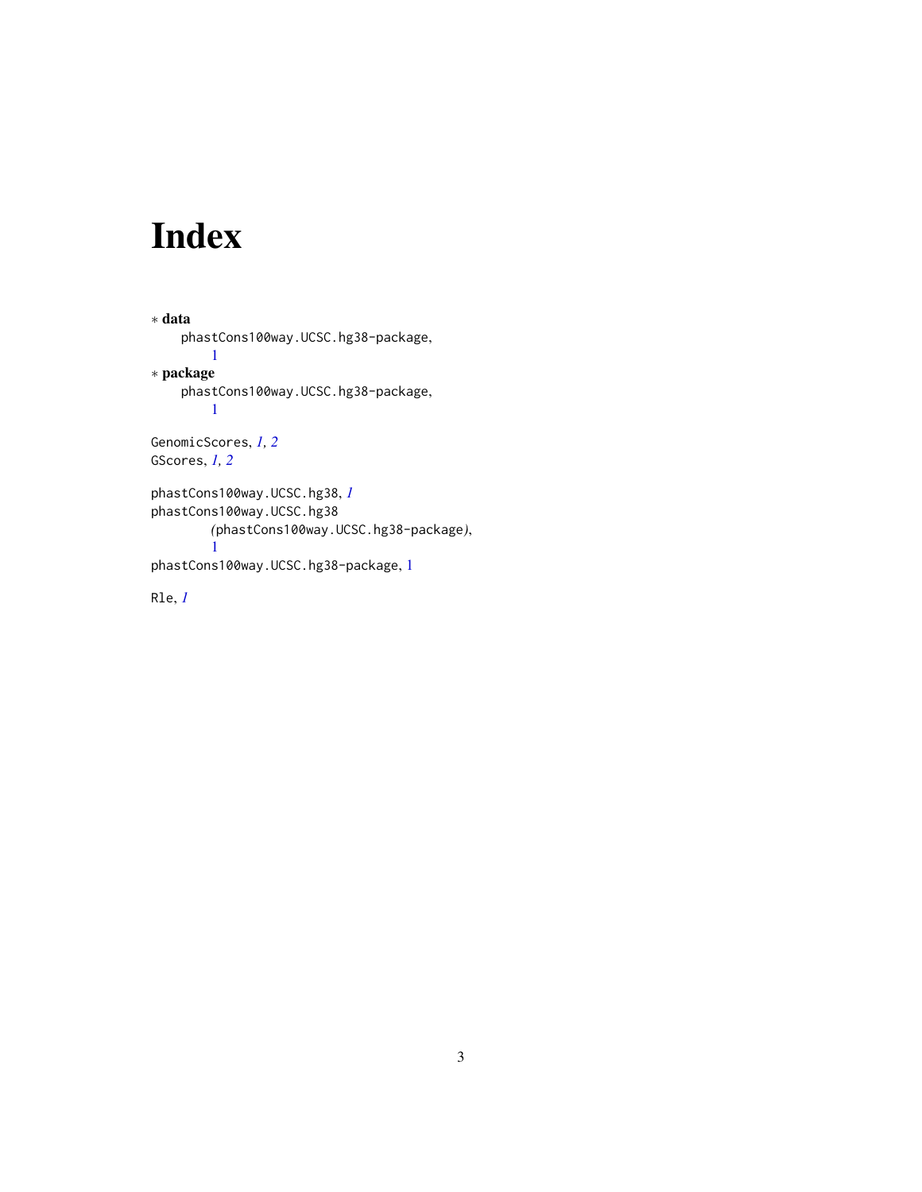# Index

∗ **data**
    phastCons100way.UCSC.hg38-package, 1
∗ **package**
    phastCons100way.UCSC.hg38-package, 1

GenomicScores, *1, 2*
GScores, *1, 2*

phastCons100way.UCSC.hg38, *1*
phastCons100way.UCSC.hg38 *(*phastCons100way.UCSC.hg38-package*)*, 1
phastCons100way.UCSC.hg38-package, 1

Rle, *1*